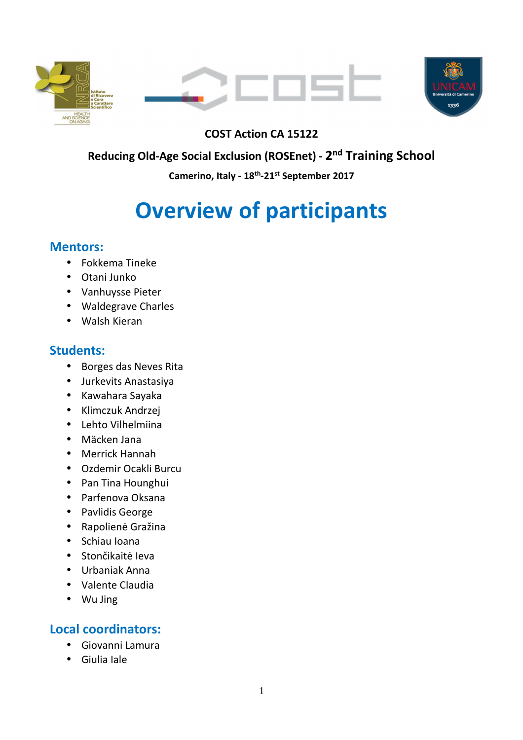**COST Action CA 15122**

**Reducing Old-Age Social Exclusion (ROSEnet) - 2nd Training School**

**Camerino, Italy - 18th-21st September 2017**

# Overview of participants

## Mentors:

- Fokkema Tineke
- Otani Junko
- Vanhuysse Pieter
- Waldegrave Charles
- Walsh Kieran

## Students:

- Borges das Neves Rita
- Jurkevits Anastasiya
- Kawahara Sayaka
- Klimczuk Andrzej
- Lehto Vilhelmiina
- Mäcken Jana
- Merrick Hannah
- Ozdemir Ocakli Burcu
- Pan Tina Hounghui
- Parfenova Oksana
- Pavlidis George
- Rapolienė Gražina
- Schiau Ioana
- Stončikaitė Ieva
- Urbaniak Anna
- Valente Claudia
- Wu Jing

## Local coordinators:

- Giovanni Lamura
- Giulia Iale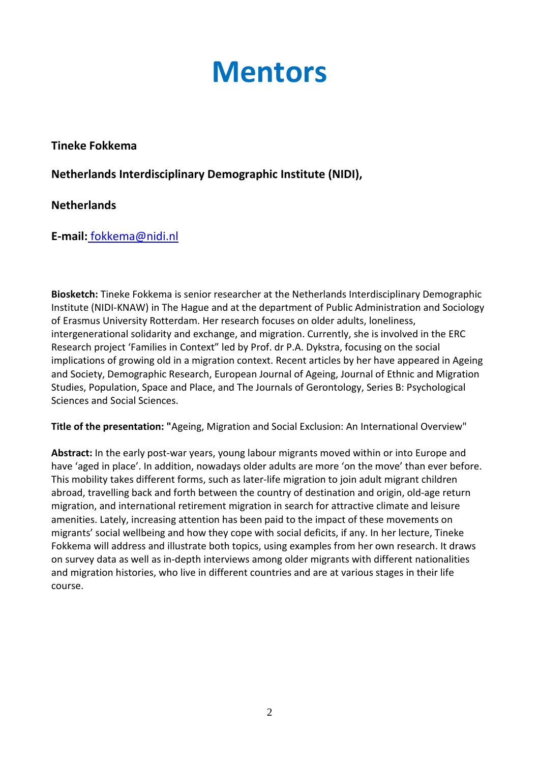# Mentors

**Tineke Fokkema**

**Netherlands Interdisciplinary Demographic Institute (NIDI),**

**Netherlands**

**E-mail:** fokkema@nidi.nl

**Biosketch:** Tineke Fokkema is senior researcher at the Netherlands Interdisciplinary Demographic Institute (NIDI-KNAW) in The Hague and at the department of Public Administration and Sociology of Erasmus University Rotterdam. Her research focuses on older adults, loneliness, intergenerational solidarity and exchange, and migration. Currently, she is involved in the ERC Research project 'Families in Context" led by Prof. dr P.A. Dykstra, focusing on the social implications of growing old in a migration context. Recent articles by her have appeared in Ageing and Society, Demographic Research, European Journal of Ageing, Journal of Ethnic and Migration Studies, Population, Space and Place, and The Journals of Gerontology, Series B: Psychological Sciences and Social Sciences.

**Title of the presentation: "**Ageing, Migration and Social Exclusion: An International Overview"

**Abstract:** In the early post-war years, young labour migrants moved within or into Europe and have 'aged in place'. In addition, nowadays older adults are more 'on the move' than ever before. This mobility takes different forms, such as later-life migration to join adult migrant children abroad, travelling back and forth between the country of destination and origin, old-age return migration, and international retirement migration in search for attractive climate and leisure amenities. Lately, increasing attention has been paid to the impact of these movements on migrants' social wellbeing and how they cope with social deficits, if any. In her lecture, Tineke Fokkema will address and illustrate both topics, using examples from her own research. It draws on survey data as well as in-depth interviews among older migrants with different nationalities and migration histories, who live in different countries and are at various stages in their life course.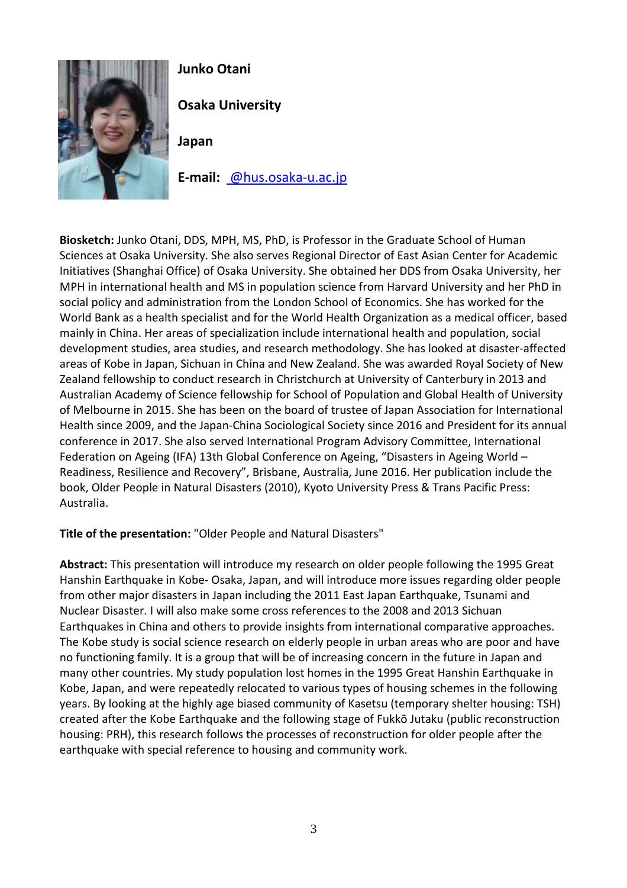**Junko Otani**

**Osaka University**

**Japan**

**E-mail:** @hus.osaka-u.ac.jp

**Biosketch:** Junko Otani, DDS, MPH, MS, PhD, is Professor in the Graduate School of Human Sciences at Osaka University. She also serves Regional Director of East Asian Center for Academic Initiatives (Shanghai Office) of Osaka University. She obtained her DDS from Osaka University, her MPH in international health and MS in population science from Harvard University and her PhD in social policy and administration from the London School of Economics. She has worked for the World Bank as a health specialist and for the World Health Organization as a medical officer, based mainly in China. Her areas of specialization include international health and population, social development studies, area studies, and research methodology. She has looked at disaster-affected areas of Kobe in Japan, Sichuan in China and New Zealand. She was awarded Royal Society of New Zealand fellowship to conduct research in Christchurch at University of Canterbury in 2013 and Australian Academy of Science fellowship for School of Population and Global Health of University of Melbourne in 2015. She has been on the board of trustee of Japan Association for International Health since 2009, and the Japan-China Sociological Society since 2016 and President for its annual conference in 2017. She also served International Program Advisory Committee, International Federation on Ageing (IFA) 13th Global Conference on Ageing, "Disasters in Ageing World – Readiness, Resilience and Recovery", Brisbane, Australia, June 2016. Her publication include the book, Older People in Natural Disasters (2010), Kyoto University Press & Trans Pacific Press: Australia.

**Title of the presentation:** "Older People and Natural Disasters"

**Abstract:** This presentation will introduce my research on older people following the 1995 Great Hanshin Earthquake in Kobe- Osaka, Japan, and will introduce more issues regarding older people from other major disasters in Japan including the 2011 East Japan Earthquake, Tsunami and Nuclear Disaster. I will also make some cross references to the 2008 and 2013 Sichuan Earthquakes in China and others to provide insights from international comparative approaches. The Kobe study is social science research on elderly people in urban areas who are poor and have no functioning family. It is a group that will be of increasing concern in the future in Japan and many other countries. My study population lost homes in the 1995 Great Hanshin Earthquake in Kobe, Japan, and were repeatedly relocated to various types of housing schemes in the following years. By looking at the highly age biased community of Kasetsu (temporary shelter housing: TSH) created after the Kobe Earthquake and the following stage of Fukkō Jutaku (public reconstruction housing: PRH), this research follows the processes of reconstruction for older people after the earthquake with special reference to housing and community work.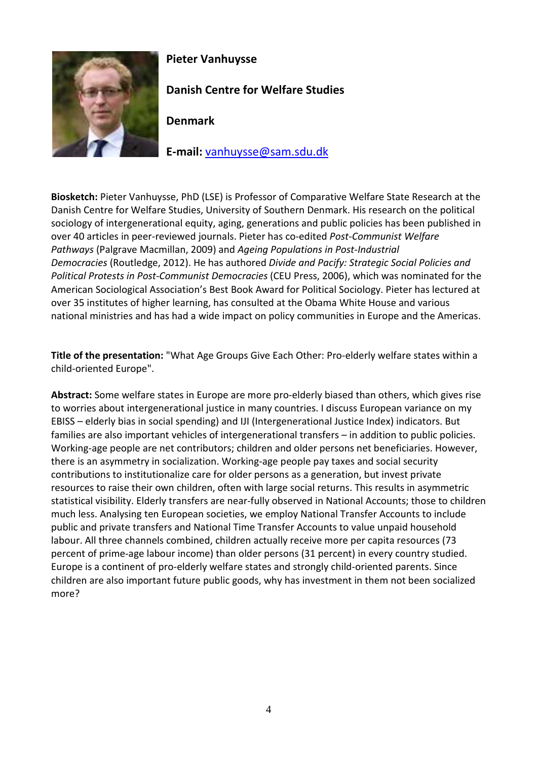**Pieter Vanhuysse**

**Danish Centre for Welfare Studies**

**Denmark**

**E-mail:** [vanhuysse@sam.sdu.dk](mailto:vanhuysse@sam.sdu.dk)

**Biosketch:** Pieter Vanhuysse, PhD (LSE) is Professor of Comparative Welfare State Research at the Danish Centre for Welfare Studies, University of Southern Denmark. His research on the political sociology of intergenerational equity, aging, generations and public policies has been published in over 40 articles in peer-reviewed journals. Pieter has co-edited *Post-Communist Welfare Pathways* (Palgrave Macmillan, 2009) and *Ageing Populations in Post-Industrial Democracies* (Routledge, 2012). He has authored *Divide and Pacify: Strategic Social Policies and Political Protests in Post-Communist Democracies* (CEU Press, 2006), which was nominated for the American Sociological Association's Best Book Award for Political Sociology. Pieter has lectured at over 35 institutes of higher learning, has consulted at the Obama White House and various national ministries and has had a wide impact on policy communities in Europe and the Americas.

**Title of the presentation:** "What Age Groups Give Each Other: Pro-elderly welfare states within a child-oriented Europe".

**Abstract:** Some welfare states in Europe are more pro-elderly biased than others, which gives rise to worries about intergenerational justice in many countries. I discuss European variance on my EBISS – elderly bias in social spending) and IJI (Intergenerational Justice Index) indicators. But families are also important vehicles of intergenerational transfers – in addition to public policies. Working-age people are net contributors; children and older persons net beneficiaries. However, there is an asymmetry in socialization. Working-age people pay taxes and social security contributions to institutionalize care for older persons as a generation, but invest private resources to raise their own children, often with large social returns. This results in asymmetric statistical visibility. Elderly transfers are near-fully observed in National Accounts; those to children much less. Analysing ten European societies, we employ National Transfer Accounts to include public and private transfers and National Time Transfer Accounts to value unpaid household labour. All three channels combined, children actually receive more per capita resources (73 percent of prime-age labour income) than older persons (31 percent) in every country studied. Europe is a continent of pro-elderly welfare states and strongly child-oriented parents. Since children are also important future public goods, why has investment in them not been socialized more?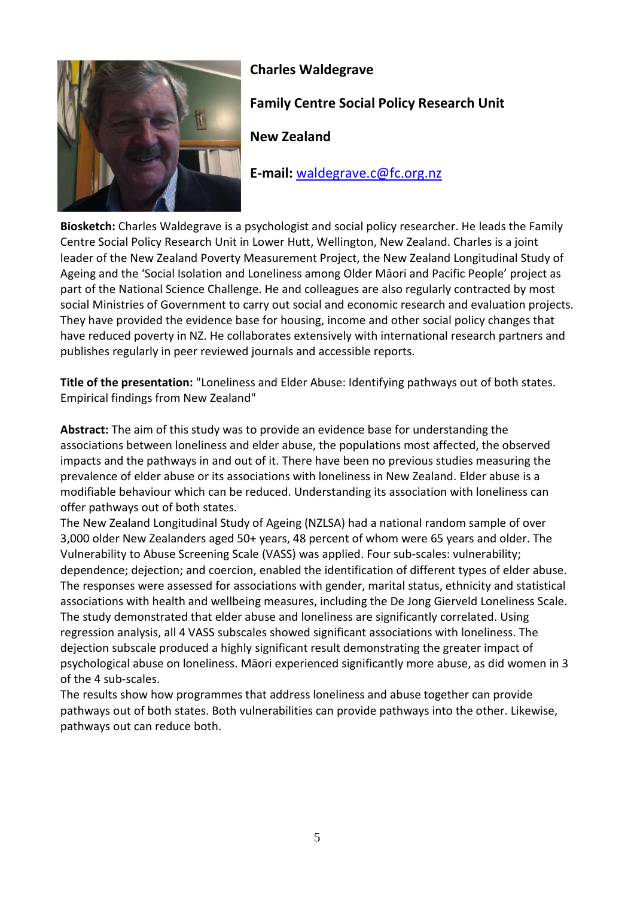**Charles Waldegrave**

**Family Centre Social Policy Research Unit**

**New Zealand**

**E-mail:** waldegrave.c@fc.org.nz

**Biosketch:** Charles Waldegrave is a psychologist and social policy researcher. He leads the Family Centre Social Policy Research Unit in Lower Hutt, Wellington, New Zealand. Charles is a joint leader of the New Zealand Poverty Measurement Project, the New Zealand Longitudinal Study of Ageing and the 'Social Isolation and Loneliness among Older Māori and Pacific People' project as part of the National Science Challenge. He and colleagues are also regularly contracted by most social Ministries of Government to carry out social and economic research and evaluation projects. They have provided the evidence base for housing, income and other social policy changes that have reduced poverty in NZ. He collaborates extensively with international research partners and publishes regularly in peer reviewed journals and accessible reports.

**Title of the presentation:** "Loneliness and Elder Abuse: Identifying pathways out of both states. Empirical findings from New Zealand"

**Abstract:** The aim of this study was to provide an evidence base for understanding the associations between loneliness and elder abuse, the populations most affected, the observed impacts and the pathways in and out of it. There have been no previous studies measuring the prevalence of elder abuse or its associations with loneliness in New Zealand. Elder abuse is a modifiable behaviour which can be reduced. Understanding its association with loneliness can offer pathways out of both states.

The New Zealand Longitudinal Study of Ageing (NZLSA) had a national random sample of over 3,000 older New Zealanders aged 50+ years, 48 percent of whom were 65 years and older. The Vulnerability to Abuse Screening Scale (VASS) was applied. Four sub-scales: vulnerability; dependence; dejection; and coercion, enabled the identification of different types of elder abuse. The responses were assessed for associations with gender, marital status, ethnicity and statistical associations with health and wellbeing measures, including the De Jong Gierveld Loneliness Scale. The study demonstrated that elder abuse and loneliness are significantly correlated. Using regression analysis, all 4 VASS subscales showed significant associations with loneliness. The dejection subscale produced a highly significant result demonstrating the greater impact of psychological abuse on loneliness. Māori experienced significantly more abuse, as did women in 3 of the 4 sub-scales.

The results show how programmes that address loneliness and abuse together can provide pathways out of both states. Both vulnerabilities can provide pathways into the other. Likewise, pathways out can reduce both.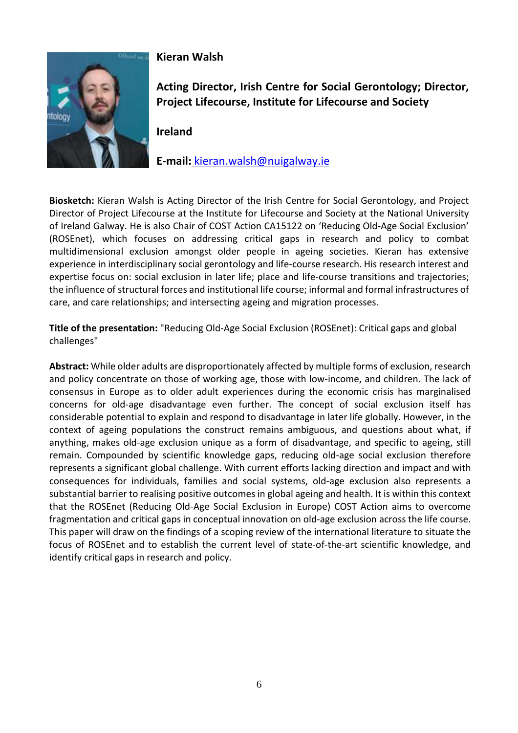**Kieran Walsh**

**Acting Director, Irish Centre for Social Gerontology; Director, Project Lifecourse, Institute for Lifecourse and Society**

**Ireland**

**E-mail:** kieran.walsh@nuigalway.ie

**Biosketch:** Kieran Walsh is Acting Director of the Irish Centre for Social Gerontology, and Project Director of Project Lifecourse at the Institute for Lifecourse and Society at the National University of Ireland Galway. He is also Chair of COST Action CA15122 on 'Reducing Old-Age Social Exclusion' (ROSEnet), which focuses on addressing critical gaps in research and policy to combat multidimensional exclusion amongst older people in ageing societies. Kieran has extensive experience in interdisciplinary social gerontology and life-course research. His research interest and expertise focus on: social exclusion in later life; place and life-course transitions and trajectories; the influence of structural forces and institutional life course; informal and formal infrastructures of care, and care relationships; and intersecting ageing and migration processes.

**Title of the presentation:** "Reducing Old-Age Social Exclusion (ROSEnet): Critical gaps and global challenges"

**Abstract:** While older adults are disproportionately affected by multiple forms of exclusion, research and policy concentrate on those of working age, those with low-income, and children. The lack of consensus in Europe as to older adult experiences during the economic crisis has marginalised concerns for old-age disadvantage even further. The concept of social exclusion itself has considerable potential to explain and respond to disadvantage in later life globally. However, in the context of ageing populations the construct remains ambiguous, and questions about what, if anything, makes old-age exclusion unique as a form of disadvantage, and specific to ageing, still remain. Compounded by scientific knowledge gaps, reducing old-age social exclusion therefore represents a significant global challenge. With current efforts lacking direction and impact and with consequences for individuals, families and social systems, old-age exclusion also represents a substantial barrier to realising positive outcomes in global ageing and health. It is within this context that the ROSEnet (Reducing Old-Age Social Exclusion in Europe) COST Action aims to overcome fragmentation and critical gaps in conceptual innovation on old-age exclusion across the life course. This paper will draw on the findings of a scoping review of the international literature to situate the focus of ROSEnet and to establish the current level of state-of-the-art scientific knowledge, and identify critical gaps in research and policy.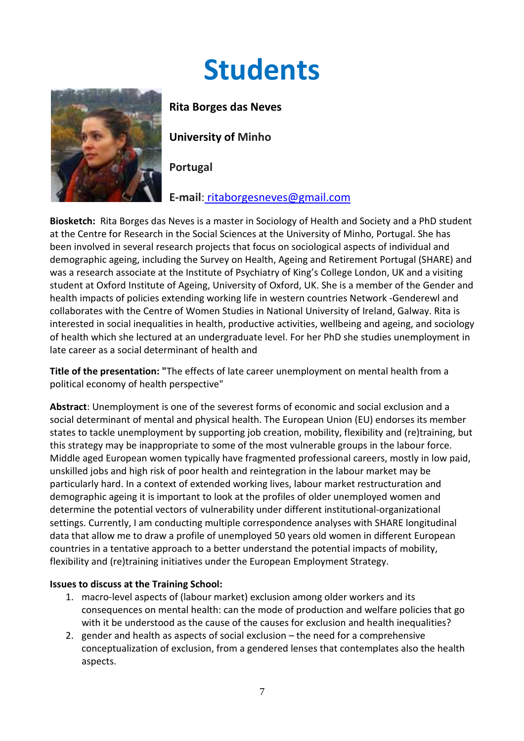# Students

**Rita Borges das Neves**

**University of Minho**

**Portugal**

**E-mail**: ritaborgesneves@gmail.com

**Biosketch:** Rita Borges das Neves is a master in Sociology of Health and Society and a PhD student at the Centre for Research in the Social Sciences at the University of Minho, Portugal. She has been involved in several research projects that focus on sociological aspects of individual and demographic ageing, including the Survey on Health, Ageing and Retirement Portugal (SHARE) and was a research associate at the Institute of Psychiatry of King's College London, UK and a visiting student at Oxford Institute of Ageing, University of Oxford, UK. She is a member of the Gender and health impacts of policies extending working life in western countries Network -Genderewl and collaborates with the Centre of Women Studies in National University of Ireland, Galway. Rita is interested in social inequalities in health, productive activities, wellbeing and ageing, and sociology of health which she lectured at an undergraduate level. For her PhD she studies unemployment in late career as a social determinant of health and

**Title of the presentation: "**The effects of late career unemployment on mental health from a political economy of health perspective"

**Abstract**: Unemployment is one of the severest forms of economic and social exclusion and a social determinant of mental and physical health. The European Union (EU) endorses its member states to tackle unemployment by supporting job creation, mobility, flexibility and (re)training, but this strategy may be inappropriate to some of the most vulnerable groups in the labour force. Middle aged European women typically have fragmented professional careers, mostly in low paid, unskilled jobs and high risk of poor health and reintegration in the labour market may be particularly hard. In a context of extended working lives, labour market restructuration and demographic ageing it is important to look at the profiles of older unemployed women and determine the potential vectors of vulnerability under different institutional-organizational settings. Currently, I am conducting multiple correspondence analyses with SHARE longitudinal data that allow me to draw a profile of unemployed 50 years old women in different European countries in a tentative approach to a better understand the potential impacts of mobility, flexibility and (re)training initiatives under the European Employment Strategy.

**Issues to discuss at the Training School:**

1. macro-level aspects of (labour market) exclusion among older workers and its consequences on mental health: can the mode of production and welfare policies that go with it be understood as the cause of the causes for exclusion and health inequalities?
2. gender and health as aspects of social exclusion – the need for a comprehensive conceptualization of exclusion, from a gendered lenses that contemplates also the health aspects.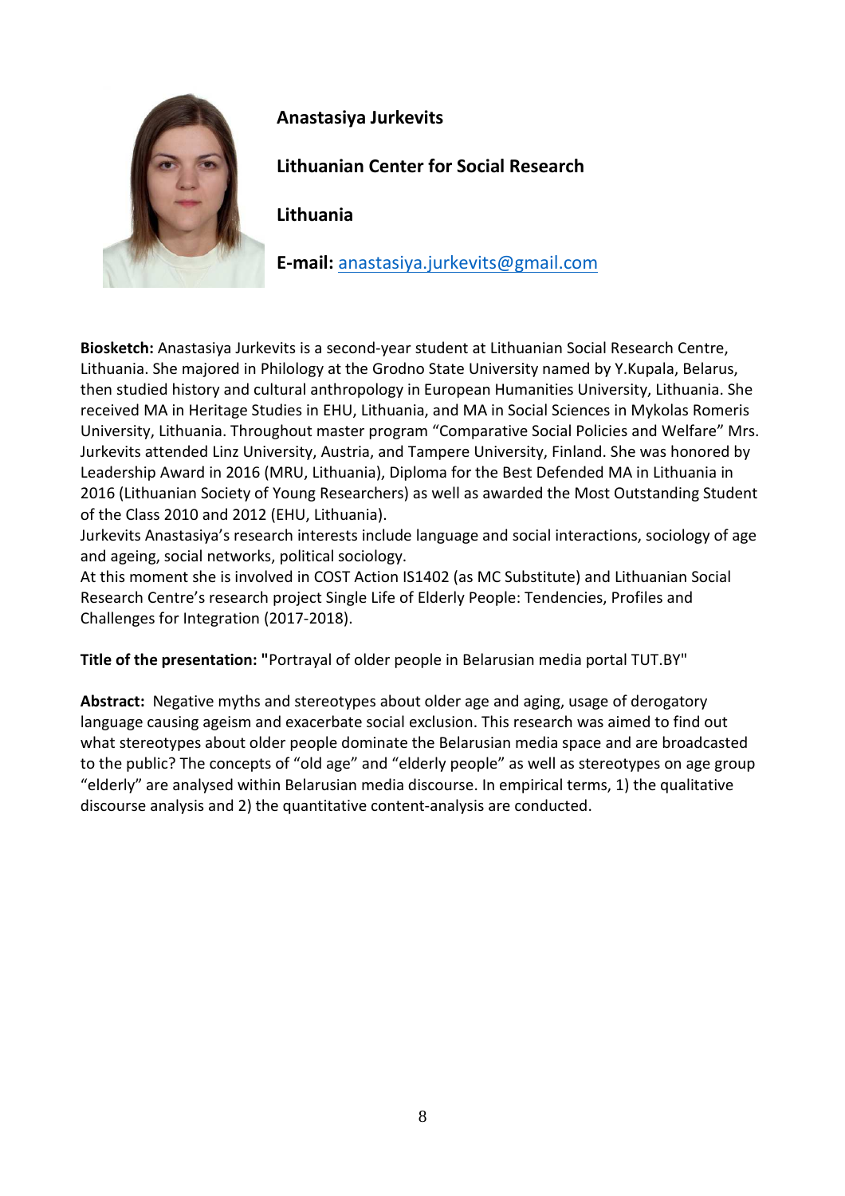**Anastasiya Jurkevits**

**Lithuanian Center for Social Research**

**Lithuania**

**E-mail:** anastasiya.jurkevits@gmail.com

**Biosketch:** Anastasiya Jurkevits is a second-year student at Lithuanian Social Research Centre, Lithuania. She majored in Philology at the Grodno State University named by Y.Kupala, Belarus, then studied history and cultural anthropology in European Humanities University, Lithuania. She received MA in Heritage Studies in EHU, Lithuania, and MA in Social Sciences in Mykolas Romeris University, Lithuania. Throughout master program "Comparative Social Policies and Welfare" Mrs. Jurkevits attended Linz University, Austria, and Tampere University, Finland. She was honored by Leadership Award in 2016 (MRU, Lithuania), Diploma for the Best Defended MA in Lithuania in 2016 (Lithuanian Society of Young Researchers) as well as awarded the Most Outstanding Student of the Class 2010 and 2012 (EHU, Lithuania).
Jurkevits Anastasiya's research interests include language and social interactions, sociology of age and ageing, social networks, political sociology.
At this moment she is involved in COST Action IS1402 (as MC Substitute) and Lithuanian Social Research Centre's research project Single Life of Elderly People: Tendencies, Profiles and Challenges for Integration (2017-2018).

**Title of the presentation: "**Portrayal of older people in Belarusian media portal TUT.BY"

**Abstract:** Negative myths and stereotypes about older age and aging, usage of derogatory language causing ageism and exacerbate social exclusion. This research was aimed to find out what stereotypes about older people dominate the Belarusian media space and are broadcasted to the public? The concepts of "old age" and "elderly people" as well as stereotypes on age group "elderly" are analysed within Belarusian media discourse. In empirical terms, 1) the qualitative discourse analysis and 2) the quantitative content-analysis are conducted.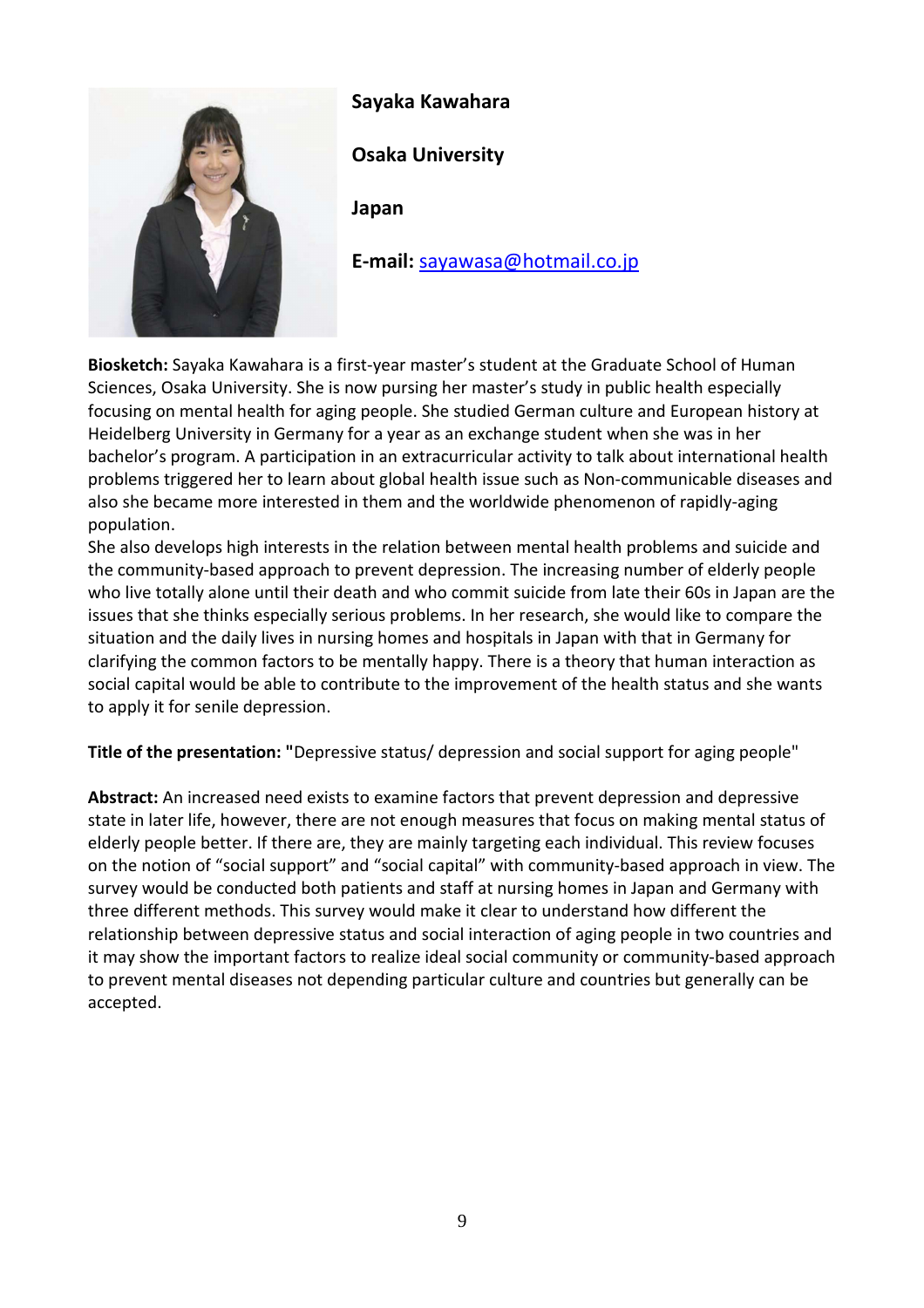**Sayaka Kawahara**

**Osaka University**

**Japan**

**E-mail:** sayawasa@hotmail.co.jp

**Biosketch:** Sayaka Kawahara is a first-year master's student at the Graduate School of Human Sciences, Osaka University. She is now pursing her master's study in public health especially focusing on mental health for aging people. She studied German culture and European history at Heidelberg University in Germany for a year as an exchange student when she was in her bachelor's program. A participation in an extracurricular activity to talk about international health problems triggered her to learn about global health issue such as Non-communicable diseases and also she became more interested in them and the worldwide phenomenon of rapidly-aging population.

She also develops high interests in the relation between mental health problems and suicide and the community-based approach to prevent depression. The increasing number of elderly people who live totally alone until their death and who commit suicide from late their 60s in Japan are the issues that she thinks especially serious problems. In her research, she would like to compare the situation and the daily lives in nursing homes and hospitals in Japan with that in Germany for clarifying the common factors to be mentally happy. There is a theory that human interaction as social capital would be able to contribute to the improvement of the health status and she wants to apply it for senile depression.

**Title of the presentation: "**Depressive status/ depression and social support for aging people"

**Abstract:** An increased need exists to examine factors that prevent depression and depressive state in later life, however, there are not enough measures that focus on making mental status of elderly people better. If there are, they are mainly targeting each individual. This review focuses on the notion of "social support" and "social capital" with community-based approach in view. The survey would be conducted both patients and staff at nursing homes in Japan and Germany with three different methods. This survey would make it clear to understand how different the relationship between depressive status and social interaction of aging people in two countries and it may show the important factors to realize ideal social community or community-based approach to prevent mental diseases not depending particular culture and countries but generally can be accepted.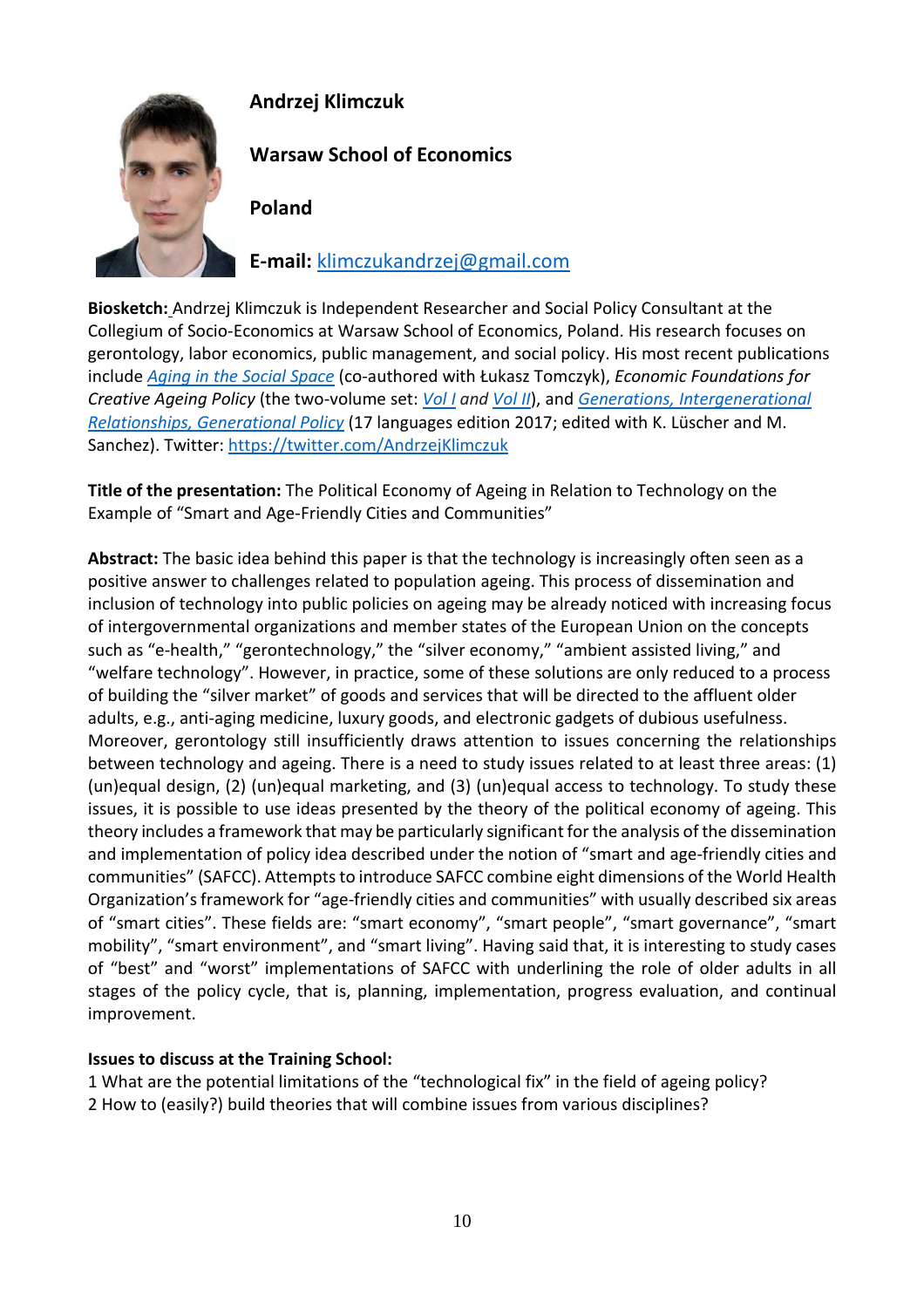**Andrzej Klimczuk**

**Warsaw School of Economics**

**Poland**

**E-mail:** klimczukandrzej@gmail.com

**Biosketch:** Andrzej Klimczuk is Independent Researcher and Social Policy Consultant at the Collegium of Socio-Economics at Warsaw School of Economics, Poland. His research focuses on gerontology, labor economics, public management, and social policy. His most recent publications include *Aging in the Social Space* (co-authored with Łukasz Tomczyk), *Economic Foundations for Creative Ageing Policy* (the two-volume set: *Vol I and Vol II*), and *Generations, Intergenerational Relationships, Generational Policy* (17 languages edition 2017; edited with K. Lüscher and M. Sanchez). Twitter: https://twitter.com/AndrzejKlimczuk

**Title of the presentation:** The Political Economy of Ageing in Relation to Technology on the Example of "Smart and Age-Friendly Cities and Communities"

**Abstract:** The basic idea behind this paper is that the technology is increasingly often seen as a positive answer to challenges related to population ageing. This process of dissemination and inclusion of technology into public policies on ageing may be already noticed with increasing focus of intergovernmental organizations and member states of the European Union on the concepts such as "e-health," "gerontechnology," the "silver economy," "ambient assisted living," and "welfare technology". However, in practice, some of these solutions are only reduced to a process of building the "silver market" of goods and services that will be directed to the affluent older adults, e.g., anti-aging medicine, luxury goods, and electronic gadgets of dubious usefulness. Moreover, gerontology still insufficiently draws attention to issues concerning the relationships between technology and ageing. There is a need to study issues related to at least three areas: (1) (un)equal design, (2) (un)equal marketing, and (3) (un)equal access to technology. To study these issues, it is possible to use ideas presented by the theory of the political economy of ageing. This theory includes a framework that may be particularly significant for the analysis of the dissemination and implementation of policy idea described under the notion of "smart and age-friendly cities and communities" (SAFCC). Attempts to introduce SAFCC combine eight dimensions of the World Health Organization's framework for "age-friendly cities and communities" with usually described six areas of "smart cities". These fields are: "smart economy", "smart people", "smart governance", "smart mobility", "smart environment", and "smart living". Having said that, it is interesting to study cases of "best" and "worst" implementations of SAFCC with underlining the role of older adults in all stages of the policy cycle, that is, planning, implementation, progress evaluation, and continual improvement.

**Issues to discuss at the Training School:**

1 What are the potential limitations of the "technological fix" in the field of ageing policy?

2 How to (easily?) build theories that will combine issues from various disciplines?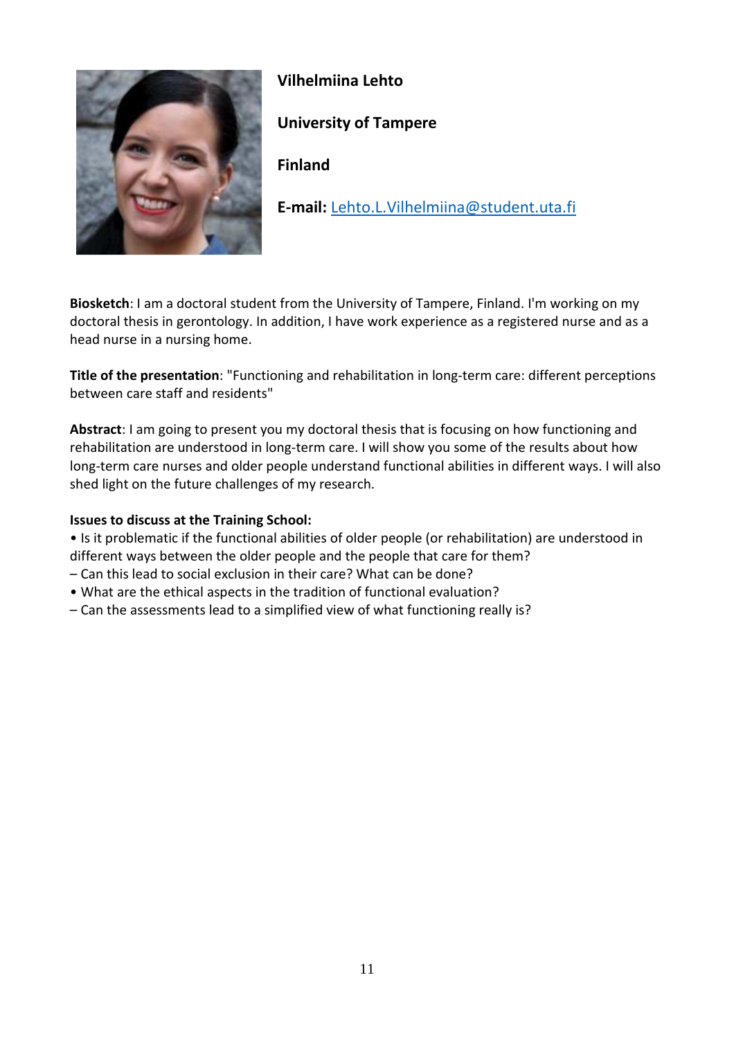**Vilhelmiina Lehto**

**University of Tampere**

**Finland**

**E-mail:** Lehto.L.Vilhelmiina@student.uta.fi

**Biosketch**: I am a doctoral student from the University of Tampere, Finland. I'm working on my doctoral thesis in gerontology. In addition, I have work experience as a registered nurse and as a head nurse in a nursing home.

**Title of the presentation**: "Functioning and rehabilitation in long-term care: different perceptions between care staff and residents"

**Abstract**: I am going to present you my doctoral thesis that is focusing on how functioning and rehabilitation are understood in long-term care. I will show you some of the results about how long-term care nurses and older people understand functional abilities in different ways. I will also shed light on the future challenges of my research.

**Issues to discuss at the Training School:**

- Is it problematic if the functional abilities of older people (or rehabilitation) are understood in different ways between the older people and the people that care for them?
  - Can this lead to social exclusion in their care? What can be done?
- What are the ethical aspects in the tradition of functional evaluation?
  - Can the assessments lead to a simplified view of what functioning really is?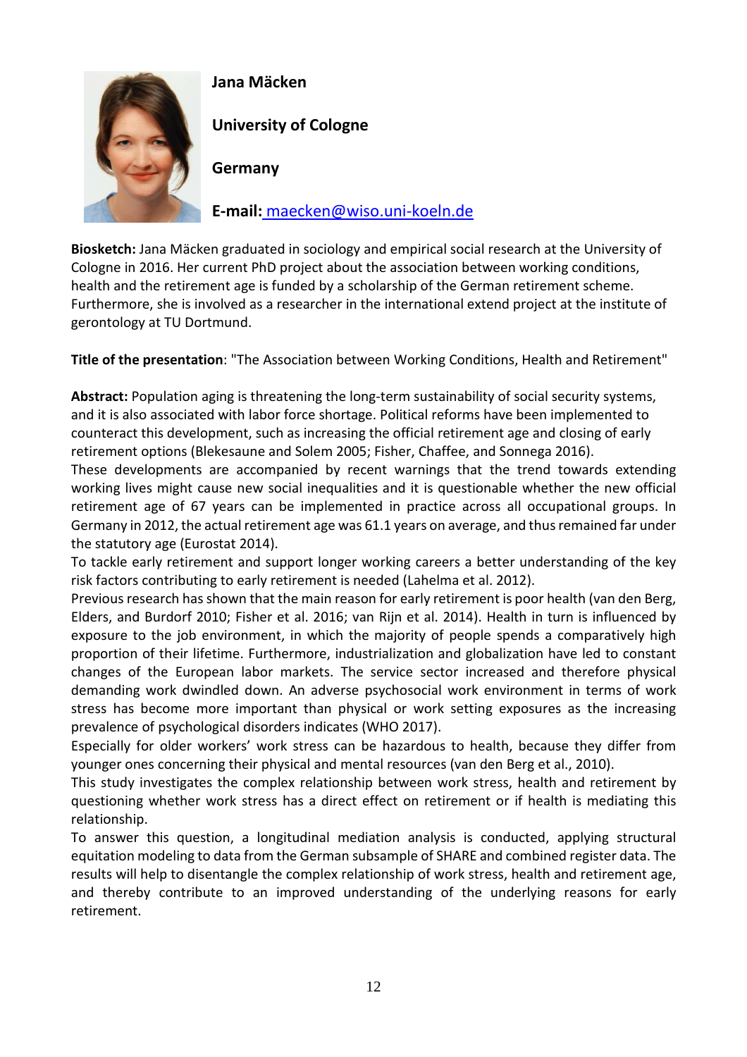**Jana Mäcken**

**University of Cologne**

**Germany**

**E-mail:** maecken@wiso.uni-koeln.de

**Biosketch:** Jana Mäcken graduated in sociology and empirical social research at the University of Cologne in 2016. Her current PhD project about the association between working conditions, health and the retirement age is funded by a scholarship of the German retirement scheme. Furthermore, she is involved as a researcher in the international extend project at the institute of gerontology at TU Dortmund.

**Title of the presentation**: "The Association between Working Conditions, Health and Retirement"

**Abstract:** Population aging is threatening the long-term sustainability of social security systems, and it is also associated with labor force shortage. Political reforms have been implemented to counteract this development, such as increasing the official retirement age and closing of early retirement options (Blekesaune and Solem 2005; Fisher, Chaffee, and Sonnega 2016).

These developments are accompanied by recent warnings that the trend towards extending working lives might cause new social inequalities and it is questionable whether the new official retirement age of 67 years can be implemented in practice across all occupational groups. In Germany in 2012, the actual retirement age was 61.1 years on average, and thus remained far under the statutory age (Eurostat 2014).

To tackle early retirement and support longer working careers a better understanding of the key risk factors contributing to early retirement is needed (Lahelma et al. 2012).

Previous research has shown that the main reason for early retirement is poor health (van den Berg, Elders, and Burdorf 2010; Fisher et al. 2016; van Rijn et al. 2014). Health in turn is influenced by exposure to the job environment, in which the majority of people spends a comparatively high proportion of their lifetime. Furthermore, industrialization and globalization have led to constant changes of the European labor markets. The service sector increased and therefore physical demanding work dwindled down. An adverse psychosocial work environment in terms of work stress has become more important than physical or work setting exposures as the increasing prevalence of psychological disorders indicates (WHO 2017).

Especially for older workers' work stress can be hazardous to health, because they differ from younger ones concerning their physical and mental resources (van den Berg et al., 2010).

This study investigates the complex relationship between work stress, health and retirement by questioning whether work stress has a direct effect on retirement or if health is mediating this relationship.

To answer this question, a longitudinal mediation analysis is conducted, applying structural equitation modeling to data from the German subsample of SHARE and combined register data. The results will help to disentangle the complex relationship of work stress, health and retirement age, and thereby contribute to an improved understanding of the underlying reasons for early retirement.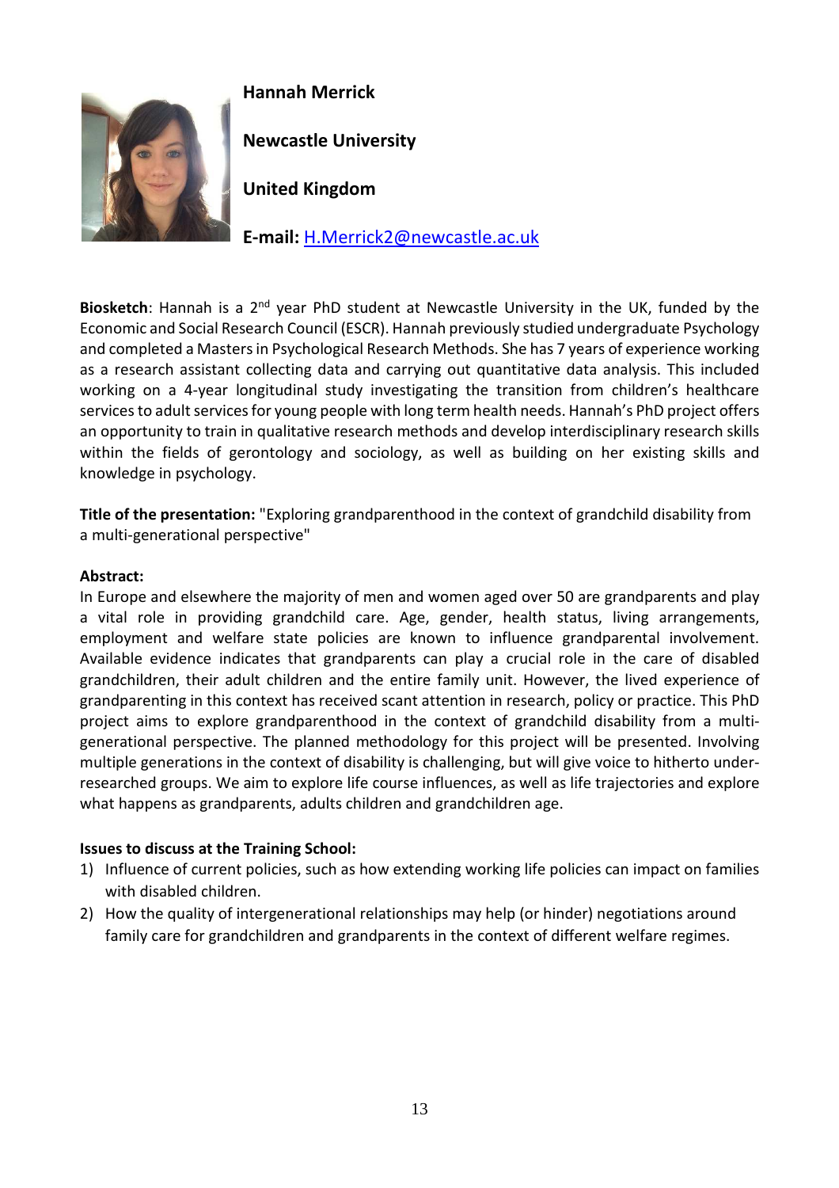**Hannah Merrick**

**Newcastle University**

**United Kingdom**

**E-mail:** H.Merrick2@newcastle.ac.uk

**Biosketch**: Hannah is a 2nd year PhD student at Newcastle University in the UK, funded by the Economic and Social Research Council (ESCR). Hannah previously studied undergraduate Psychology and completed a Masters in Psychological Research Methods. She has 7 years of experience working as a research assistant collecting data and carrying out quantitative data analysis. This included working on a 4-year longitudinal study investigating the transition from children's healthcare services to adult services for young people with long term health needs. Hannah's PhD project offers an opportunity to train in qualitative research methods and develop interdisciplinary research skills within the fields of gerontology and sociology, as well as building on her existing skills and knowledge in psychology.

**Title of the presentation:** "Exploring grandparenthood in the context of grandchild disability from a multi-generational perspective"

**Abstract:**
In Europe and elsewhere the majority of men and women aged over 50 are grandparents and play a vital role in providing grandchild care. Age, gender, health status, living arrangements, employment and welfare state policies are known to influence grandparental involvement. Available evidence indicates that grandparents can play a crucial role in the care of disabled grandchildren, their adult children and the entire family unit. However, the lived experience of grandparenting in this context has received scant attention in research, policy or practice. This PhD project aims to explore grandparenthood in the context of grandchild disability from a multi-generational perspective. The planned methodology for this project will be presented. Involving multiple generations in the context of disability is challenging, but will give voice to hitherto under-researched groups. We aim to explore life course influences, as well as life trajectories and explore what happens as grandparents, adults children and grandchildren age.

**Issues to discuss at the Training School:**

1) Influence of current policies, such as how extending working life policies can impact on families with disabled children.
2) How the quality of intergenerational relationships may help (or hinder) negotiations around family care for grandchildren and grandparents in the context of different welfare regimes.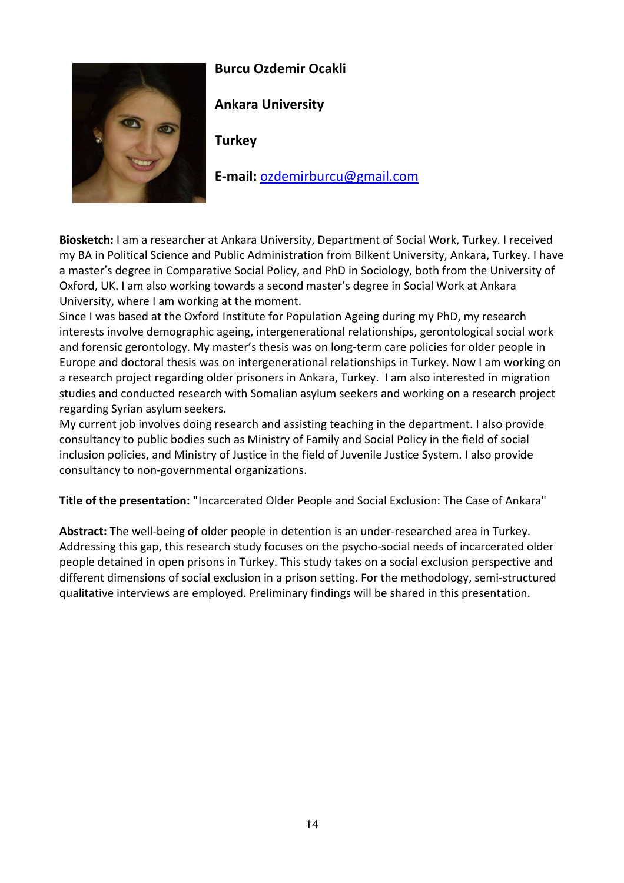**Burcu Ozdemir Ocakli**

**Ankara University**

**Turkey**

**E-mail:** ozdemirburcu@gmail.com

**Biosketch:** I am a researcher at Ankara University, Department of Social Work, Turkey. I received my BA in Political Science and Public Administration from Bilkent University, Ankara, Turkey. I have a master's degree in Comparative Social Policy, and PhD in Sociology, both from the University of Oxford, UK. I am also working towards a second master's degree in Social Work at Ankara University, where I am working at the moment.
Since I was based at the Oxford Institute for Population Ageing during my PhD, my research interests involve demographic ageing, intergenerational relationships, gerontological social work and forensic gerontology. My master's thesis was on long-term care policies for older people in Europe and doctoral thesis was on intergenerational relationships in Turkey. Now I am working on a research project regarding older prisoners in Ankara, Turkey. I am also interested in migration studies and conducted research with Somalian asylum seekers and working on a research project regarding Syrian asylum seekers.
My current job involves doing research and assisting teaching in the department. I also provide consultancy to public bodies such as Ministry of Family and Social Policy in the field of social inclusion policies, and Ministry of Justice in the field of Juvenile Justice System. I also provide consultancy to non-governmental organizations.

**Title of the presentation: "**Incarcerated Older People and Social Exclusion: The Case of Ankara"

**Abstract:** The well-being of older people in detention is an under-researched area in Turkey. Addressing this gap, this research study focuses on the psycho-social needs of incarcerated older people detained in open prisons in Turkey. This study takes on a social exclusion perspective and different dimensions of social exclusion in a prison setting. For the methodology, semi-structured qualitative interviews are employed. Preliminary findings will be shared in this presentation.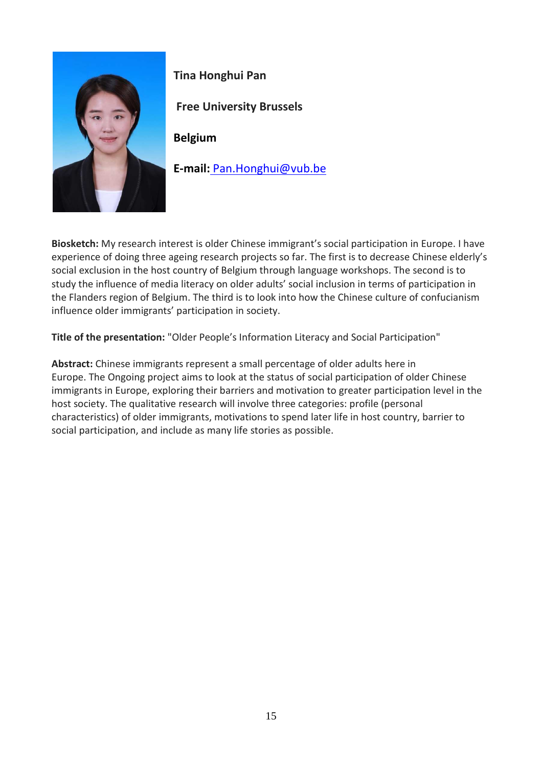**Tina Honghui Pan**

**Free University Brussels**

**Belgium**

**E-mail:** Pan.Honghui@vub.be

**Biosketch:** My research interest is older Chinese immigrant's social participation in Europe. I have experience of doing three ageing research projects so far. The first is to decrease Chinese elderly's social exclusion in the host country of Belgium through language workshops. The second is to study the influence of media literacy on older adults' social inclusion in terms of participation in the Flanders region of Belgium. The third is to look into how the Chinese culture of confucianism influence older immigrants' participation in society.

**Title of the presentation:** "Older People's Information Literacy and Social Participation"

**Abstract:** Chinese immigrants represent a small percentage of older adults here in Europe. The Ongoing project aims to look at the status of social participation of older Chinese immigrants in Europe, exploring their barriers and motivation to greater participation level in the host society. The qualitative research will involve three categories: profile (personal characteristics) of older immigrants, motivations to spend later life in host country, barrier to social participation, and include as many life stories as possible.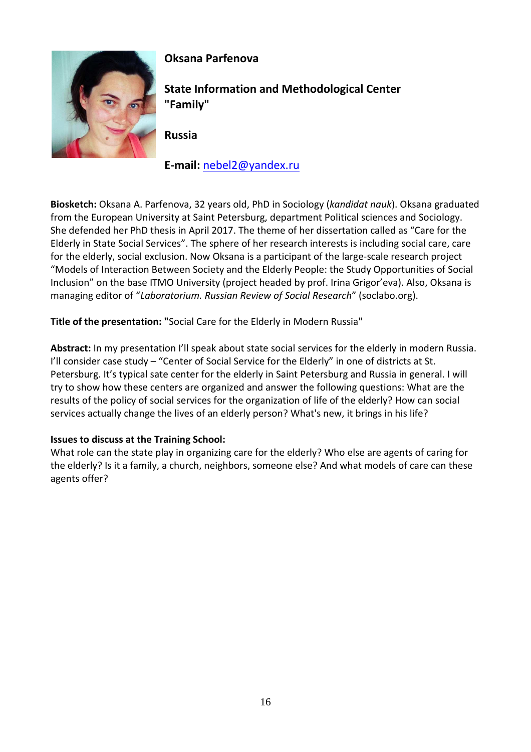**Oksana Parfenova**

**State Information and Methodological Center "Family"**

**Russia**

**E-mail:** nebel2@yandex.ru

**Biosketch:** Oksana A. Parfenova, 32 years old, PhD in Sociology (*kandidat nauk*). Oksana graduated from the European University at Saint Petersburg, department Political sciences and Sociology. She defended her PhD thesis in April 2017. The theme of her dissertation called as “Care for the Elderly in State Social Services”. The sphere of her research interests is including social care, care for the elderly, social exclusion. Now Oksana is a participant of the large-scale research project “Models of Interaction Between Society and the Elderly People: the Study Opportunities of Social Inclusion” on the base ITMO University (project headed by prof. Irina Grigor’eva). Also, Oksana is managing editor of “*Laboratorium. Russian Review of Social Research*” (soclabo.org).

**Title of the presentation: "**Social Care for the Elderly in Modern Russia"

**Abstract:** In my presentation I’ll speak about state social services for the elderly in modern Russia. I’ll consider case study – “Center of Social Service for the Elderly” in one of districts at St. Petersburg. It’s typical sate center for the elderly in Saint Petersburg and Russia in general. I will try to show how these centers are organized and answer the following questions: What are the results of the policy of social services for the organization of life of the elderly? How can social services actually change the lives of an elderly person? What's new, it brings in his life?

**Issues to discuss at the Training School:**

What role can the state play in organizing care for the elderly? Who else are agents of caring for the elderly? Is it a family, a church, neighbors, someone else? And what models of care can these agents offer?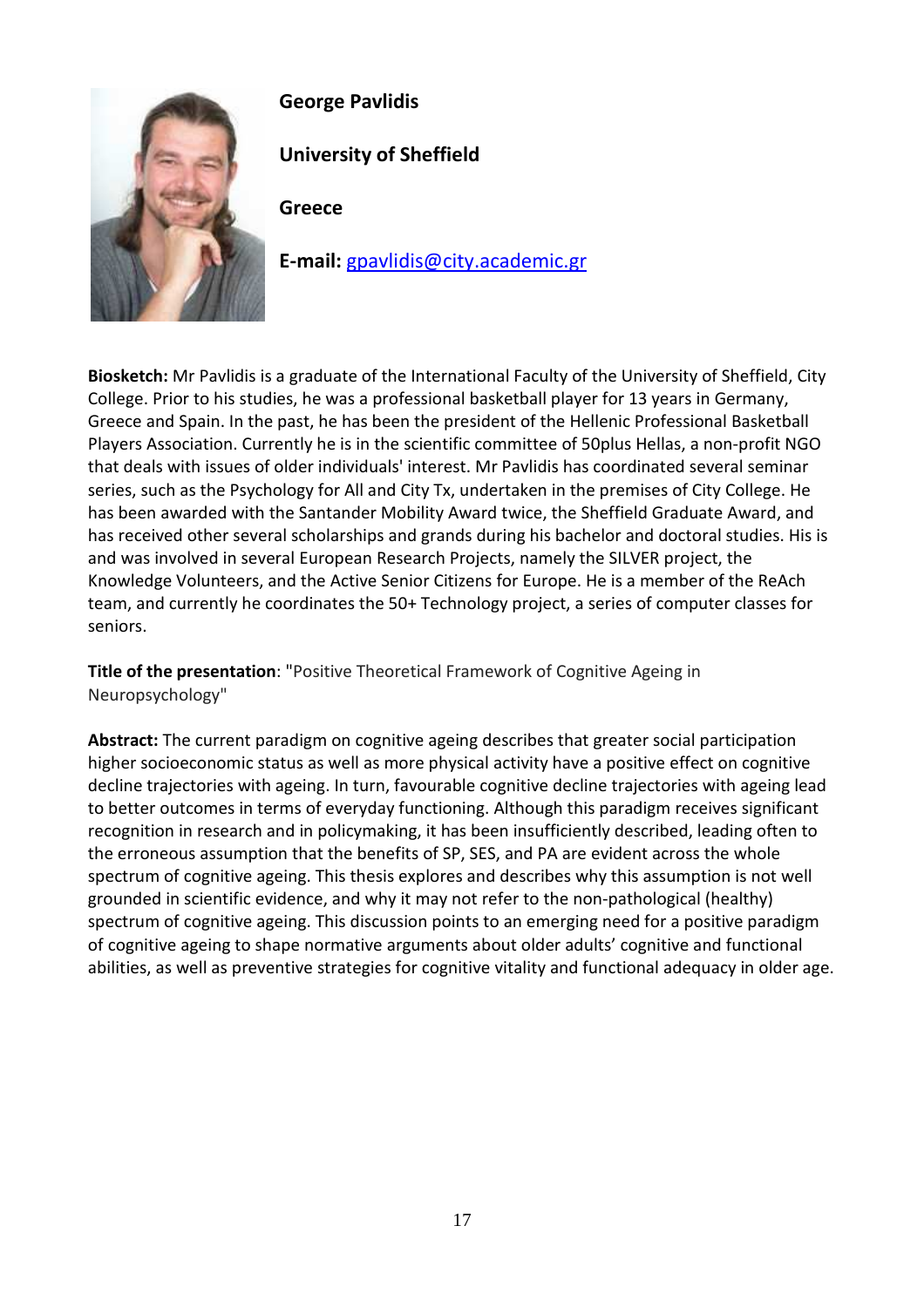**George Pavlidis**

**University of Sheffield**

**Greece**

**E-mail:** gpavlidis@city.academic.gr

**Biosketch:** Mr Pavlidis is a graduate of the International Faculty of the University of Sheffield, City College. Prior to his studies, he was a professional basketball player for 13 years in Germany, Greece and Spain. In the past, he has been the president of the Hellenic Professional Basketball Players Association. Currently he is in the scientific committee of 50plus Hellas, a non-profit NGO that deals with issues of older individuals' interest. Mr Pavlidis has coordinated several seminar series, such as the Psychology for All and City Tx, undertaken in the premises of City College. He has been awarded with the Santander Mobility Award twice, the Sheffield Graduate Award, and has received other several scholarships and grands during his bachelor and doctoral studies. His is and was involved in several European Research Projects, namely the SILVER project, the Knowledge Volunteers, and the Active Senior Citizens for Europe. He is a member of the ReAch team, and currently he coordinates the 50+ Technology project, a series of computer classes for seniors.

**Title of the presentation**: "Positive Theoretical Framework of Cognitive Ageing in Neuropsychology"

**Abstract:** The current paradigm on cognitive ageing describes that greater social participation higher socioeconomic status as well as more physical activity have a positive effect on cognitive decline trajectories with ageing. In turn, favourable cognitive decline trajectories with ageing lead to better outcomes in terms of everyday functioning. Although this paradigm receives significant recognition in research and in policymaking, it has been insufficiently described, leading often to the erroneous assumption that the benefits of SP, SES, and PA are evident across the whole spectrum of cognitive ageing. This thesis explores and describes why this assumption is not well grounded in scientific evidence, and why it may not refer to the non-pathological (healthy) spectrum of cognitive ageing. This discussion points to an emerging need for a positive paradigm of cognitive ageing to shape normative arguments about older adults' cognitive and functional abilities, as well as preventive strategies for cognitive vitality and functional adequacy in older age.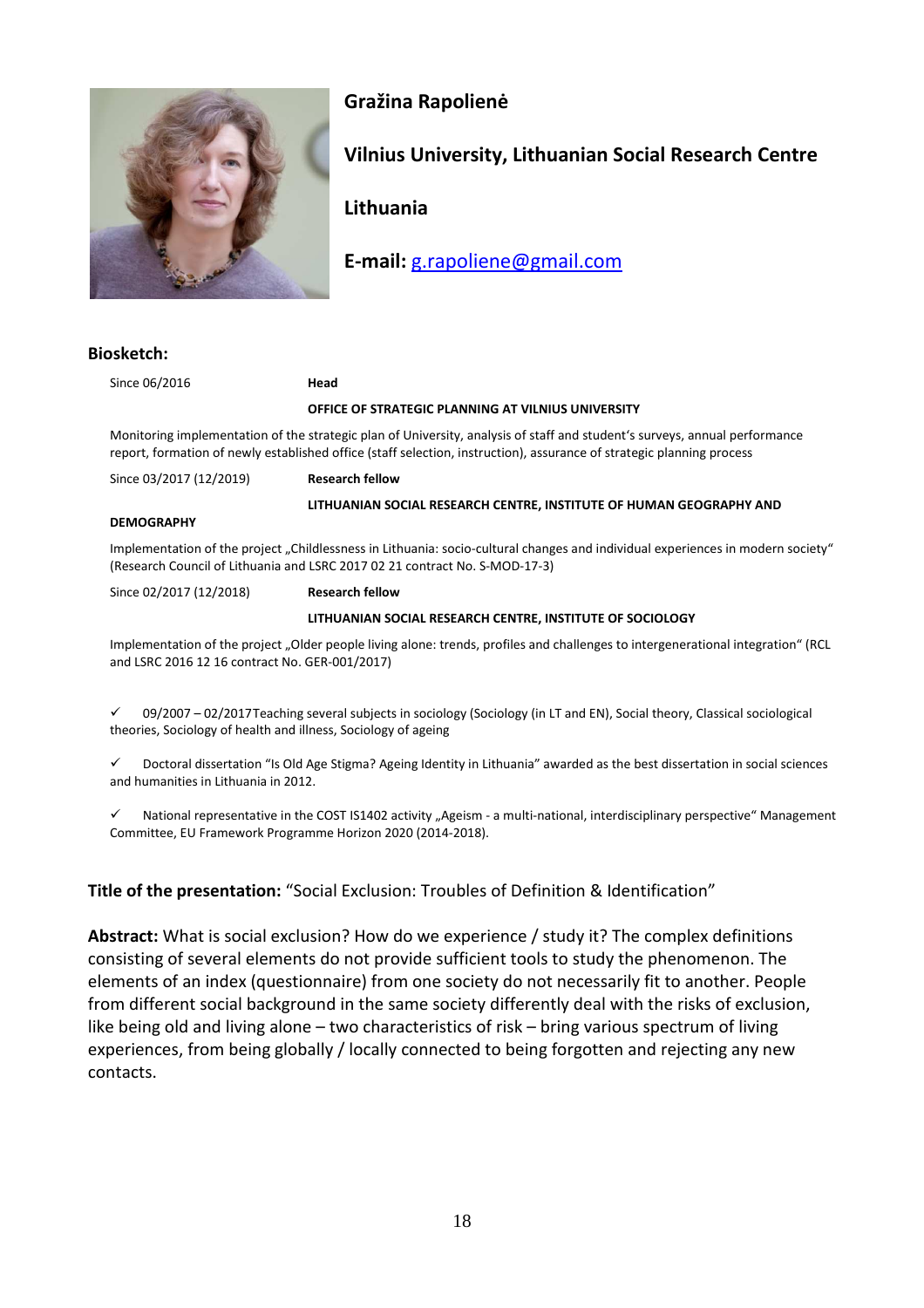**Gražina Rapolienė**

**Vilnius University, Lithuanian Social Research Centre**

**Lithuania**

**E-mail:** g.rapoliene@gmail.com

**Biosketch:**

Since 06/2016 **Head**

**OFFICE OF STRATEGIC PLANNING AT VILNIUS UNIVERSITY**

Monitoring implementation of the strategic plan of University, analysis of staff and student's surveys, annual performance report, formation of newly established office (staff selection, instruction), assurance of strategic planning process

Since 03/2017 (12/2019) **Research fellow**

**LITHUANIAN SOCIAL RESEARCH CENTRE, INSTITUTE OF HUMAN GEOGRAPHY AND DEMOGRAPHY**

Implementation of the project „Childlessness in Lithuania: socio-cultural changes and individual experiences in modern society" (Research Council of Lithuania and LSRC 2017 02 21 contract No. S-MOD-17-3)

Since 02/2017 (12/2018) **Research fellow**

**LITHUANIAN SOCIAL RESEARCH CENTRE, INSTITUTE OF SOCIOLOGY**

Implementation of the project „Older people living alone: trends, profiles and challenges to intergenerational integration" (RCL and LSRC 2016 12 16 contract No. GER-001/2017)

- ✓ 09/2007 – 02/2017 Teaching several subjects in sociology (Sociology (in LT and EN), Social theory, Classical sociological theories, Sociology of health and illness, Sociology of ageing
- ✓ Doctoral dissertation "Is Old Age Stigma? Ageing Identity in Lithuania" awarded as the best dissertation in social sciences and humanities in Lithuania in 2012.
- ✓ National representative in the COST IS1402 activity „Ageism - a multi-national, interdisciplinary perspective" Management Committee, EU Framework Programme Horizon 2020 (2014-2018).

**Title of the presentation:** "Social Exclusion: Troubles of Definition & Identification"

**Abstract:** What is social exclusion? How do we experience / study it? The complex definitions consisting of several elements do not provide sufficient tools to study the phenomenon. The elements of an index (questionnaire) from one society do not necessarily fit to another. People from different social background in the same society differently deal with the risks of exclusion, like being old and living alone – two characteristics of risk – bring various spectrum of living experiences, from being globally / locally connected to being forgotten and rejecting any new contacts.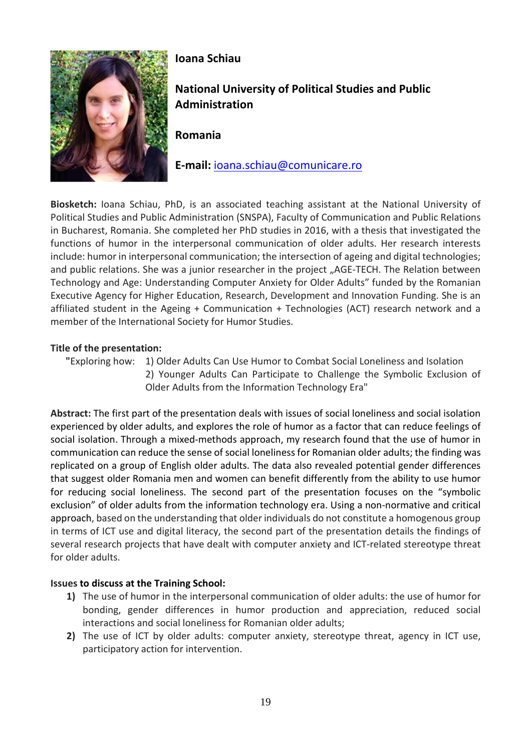**Ioana Schiau**

**National University of Political Studies and Public Administration**

**Romania**

**E-mail:** ioana.schiau@comunicare.ro

**Biosketch:** Ioana Schiau, PhD, is an associated teaching assistant at the National University of Political Studies and Public Administration (SNSPA), Faculty of Communication and Public Relations in Bucharest, Romania. She completed her PhD studies in 2016, with a thesis that investigated the functions of humor in the interpersonal communication of older adults. Her research interests include: humor in interpersonal communication; the intersection of ageing and digital technologies; and public relations. She was a junior researcher in the project „AGE-TECH. The Relation between Technology and Age: Understanding Computer Anxiety for Older Adults" funded by the Romanian Executive Agency for Higher Education, Research, Development and Innovation Funding. She is an affiliated student in the Ageing + Communication + Technologies (ACT) research network and a member of the International Society for Humor Studies.

**Title of the presentation:**

"Exploring how: 1) Older Adults Can Use Humor to Combat Social Loneliness and Isolation
2) Younger Adults Can Participate to Challenge the Symbolic Exclusion of Older Adults from the Information Technology Era"

**Abstract:** The first part of the presentation deals with issues of social loneliness and social isolation experienced by older adults, and explores the role of humor as a factor that can reduce feelings of social isolation. Through a mixed-methods approach, my research found that the use of humor in communication can reduce the sense of social loneliness for Romanian older adults; the finding was replicated on a group of English older adults. The data also revealed potential gender differences that suggest older Romania men and women can benefit differently from the ability to use humor for reducing social loneliness. The second part of the presentation focuses on the "symbolic exclusion" of older adults from the information technology era. Using a non-normative and critical approach, based on the understanding that older individuals do not constitute a homogenous group in terms of ICT use and digital literacy, the second part of the presentation details the findings of several research projects that have dealt with computer anxiety and ICT-related stereotype threat for older adults.

**Issues to discuss at the Training School:**

1) The use of humor in the interpersonal communication of older adults: the use of humor for bonding, gender differences in humor production and appreciation, reduced social interactions and social loneliness for Romanian older adults;
2) The use of ICT by older adults: computer anxiety, stereotype threat, agency in ICT use, participatory action for intervention.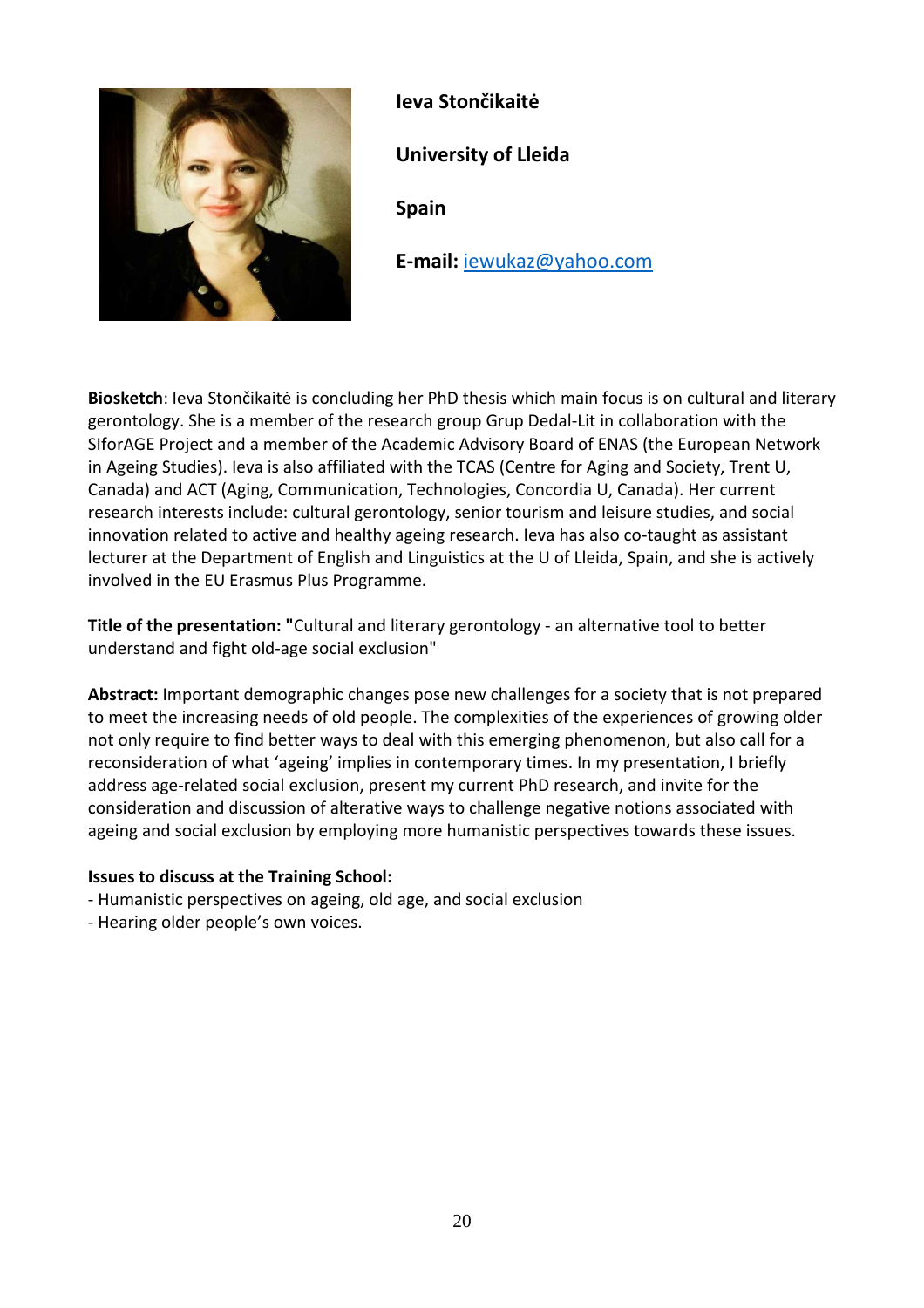**Ieva Stončikaitė**

**University of Lleida**

**Spain**

**E-mail:** iewukaz@yahoo.com

**Biosketch**: Ieva Stončikaitė is concluding her PhD thesis which main focus is on cultural and literary gerontology. She is a member of the research group Grup Dedal-Lit in collaboration with the SIforAGE Project and a member of the Academic Advisory Board of ENAS (the European Network in Ageing Studies). Ieva is also affiliated with the TCAS (Centre for Aging and Society, Trent U, Canada) and ACT (Aging, Communication, Technologies, Concordia U, Canada). Her current research interests include: cultural gerontology, senior tourism and leisure studies, and social innovation related to active and healthy ageing research. Ieva has also co-taught as assistant lecturer at the Department of English and Linguistics at the U of Lleida, Spain, and she is actively involved in the EU Erasmus Plus Programme.

**Title of the presentation: "**Cultural and literary gerontology - an alternative tool to better understand and fight old-age social exclusion"

**Abstract:** Important demographic changes pose new challenges for a society that is not prepared to meet the increasing needs of old people. The complexities of the experiences of growing older not only require to find better ways to deal with this emerging phenomenon, but also call for a reconsideration of what 'ageing' implies in contemporary times. In my presentation, I briefly address age-related social exclusion, present my current PhD research, and invite for the consideration and discussion of alterative ways to challenge negative notions associated with ageing and social exclusion by employing more humanistic perspectives towards these issues.

**Issues to discuss at the Training School:**

- Humanistic perspectives on ageing, old age, and social exclusion
- Hearing older people's own voices.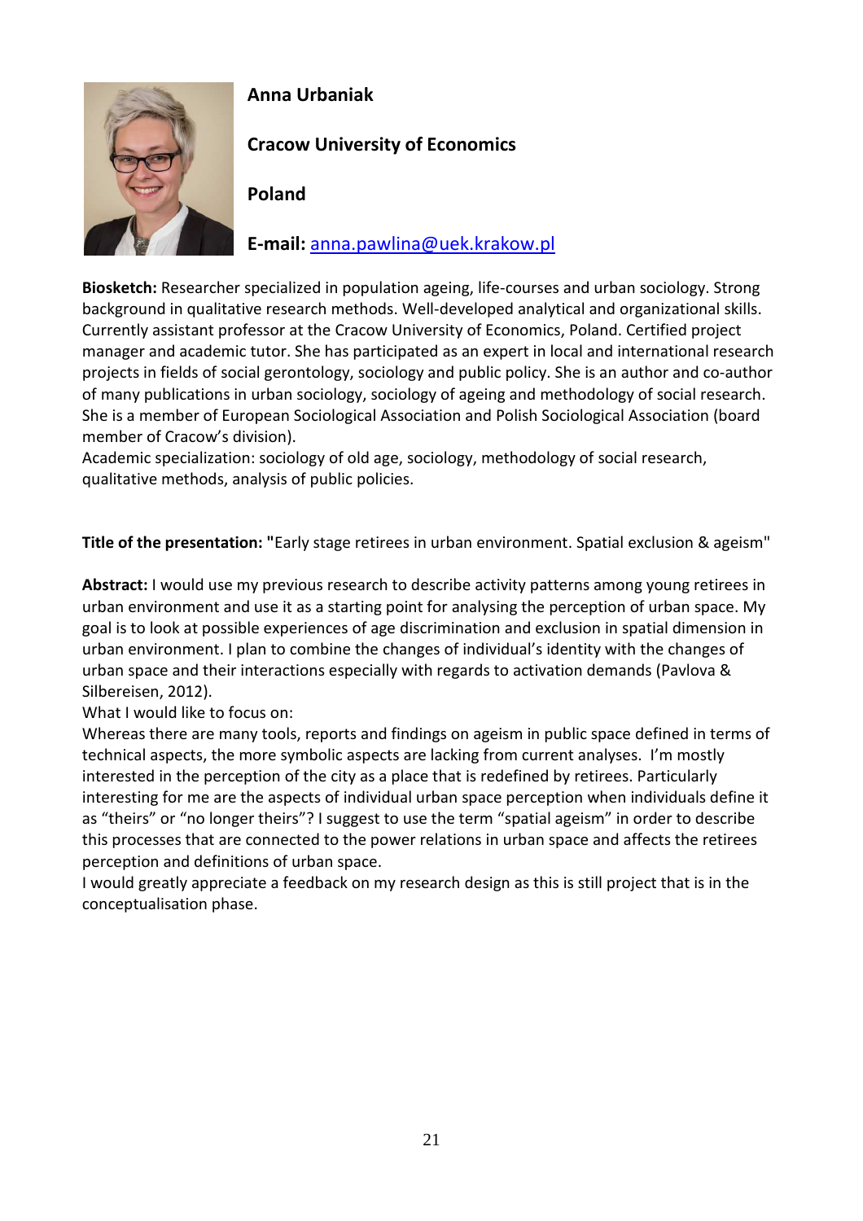**Anna Urbaniak**

**Cracow University of Economics**

**Poland**

**E-mail:** anna.pawlina@uek.krakow.pl

**Biosketch:** Researcher specialized in population ageing, life-courses and urban sociology. Strong background in qualitative research methods. Well-developed analytical and organizational skills. Currently assistant professor at the Cracow University of Economics, Poland. Certified project manager and academic tutor. She has participated as an expert in local and international research projects in fields of social gerontology, sociology and public policy. She is an author and co-author of many publications in urban sociology, sociology of ageing and methodology of social research. She is a member of European Sociological Association and Polish Sociological Association (board member of Cracow's division).
Academic specialization: sociology of old age, sociology, methodology of social research, qualitative methods, analysis of public policies.

**Title of the presentation: "**Early stage retirees in urban environment. Spatial exclusion & ageism"

**Abstract:** I would use my previous research to describe activity patterns among young retirees in urban environment and use it as a starting point for analysing the perception of urban space. My goal is to look at possible experiences of age discrimination and exclusion in spatial dimension in urban environment. I plan to combine the changes of individual's identity with the changes of urban space and their interactions especially with regards to activation demands (Pavlova & Silbereisen, 2012).
What I would like to focus on:
Whereas there are many tools, reports and findings on ageism in public space defined in terms of technical aspects, the more symbolic aspects are lacking from current analyses. I'm mostly interested in the perception of the city as a place that is redefined by retirees. Particularly interesting for me are the aspects of individual urban space perception when individuals define it as "theirs" or "no longer theirs"? I suggest to use the term "spatial ageism" in order to describe this processes that are connected to the power relations in urban space and affects the retirees perception and definitions of urban space.
I would greatly appreciate a feedback on my research design as this is still project that is in the conceptualisation phase.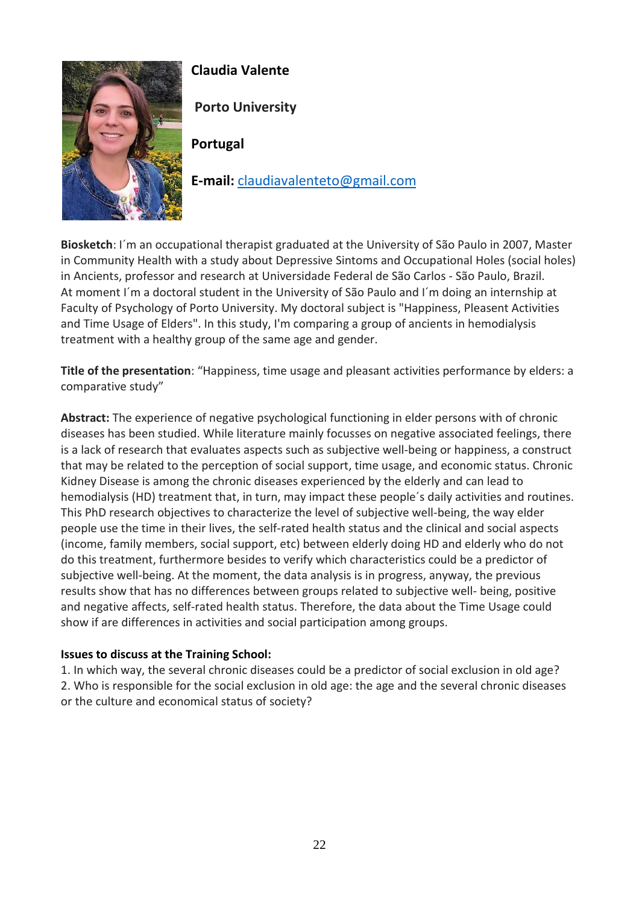**Claudia Valente**

**Porto University**

**Portugal**

**E-mail:** claudiavalenteto@gmail.com

**Biosketch**: I´m an occupational therapist graduated at the University of São Paulo in 2007, Master in Community Health with a study about Depressive Sintoms and Occupational Holes (social holes) in Ancients, professor and research at Universidade Federal de São Carlos - São Paulo, Brazil. At moment I´m a doctoral student in the University of São Paulo and I´m doing an internship at Faculty of Psychology of Porto University. My doctoral subject is "Happiness, Pleasent Activities and Time Usage of Elders". In this study, I'm comparing a group of ancients in hemodialysis treatment with a healthy group of the same age and gender.

**Title of the presentation**: "Happiness, time usage and pleasant activities performance by elders: a comparative study"

**Abstract:** The experience of negative psychological functioning in elder persons with of chronic diseases has been studied. While literature mainly focusses on negative associated feelings, there is a lack of research that evaluates aspects such as subjective well-being or happiness, a construct that may be related to the perception of social support, time usage, and economic status. Chronic Kidney Disease is among the chronic diseases experienced by the elderly and can lead to hemodialysis (HD) treatment that, in turn, may impact these people´s daily activities and routines. This PhD research objectives to characterize the level of subjective well-being, the way elder people use the time in their lives, the self-rated health status and the clinical and social aspects (income, family members, social support, etc) between elderly doing HD and elderly who do not do this treatment, furthermore besides to verify which characteristics could be a predictor of subjective well-being. At the moment, the data analysis is in progress, anyway, the previous results show that has no differences between groups related to subjective well- being, positive and negative affects, self-rated health status. Therefore, the data about the Time Usage could show if are differences in activities and social participation among groups.

**Issues to discuss at the Training School:**

1. In which way, the several chronic diseases could be a predictor of social exclusion in old age?
2. Who is responsible for the social exclusion in old age: the age and the several chronic diseases or the culture and economical status of society?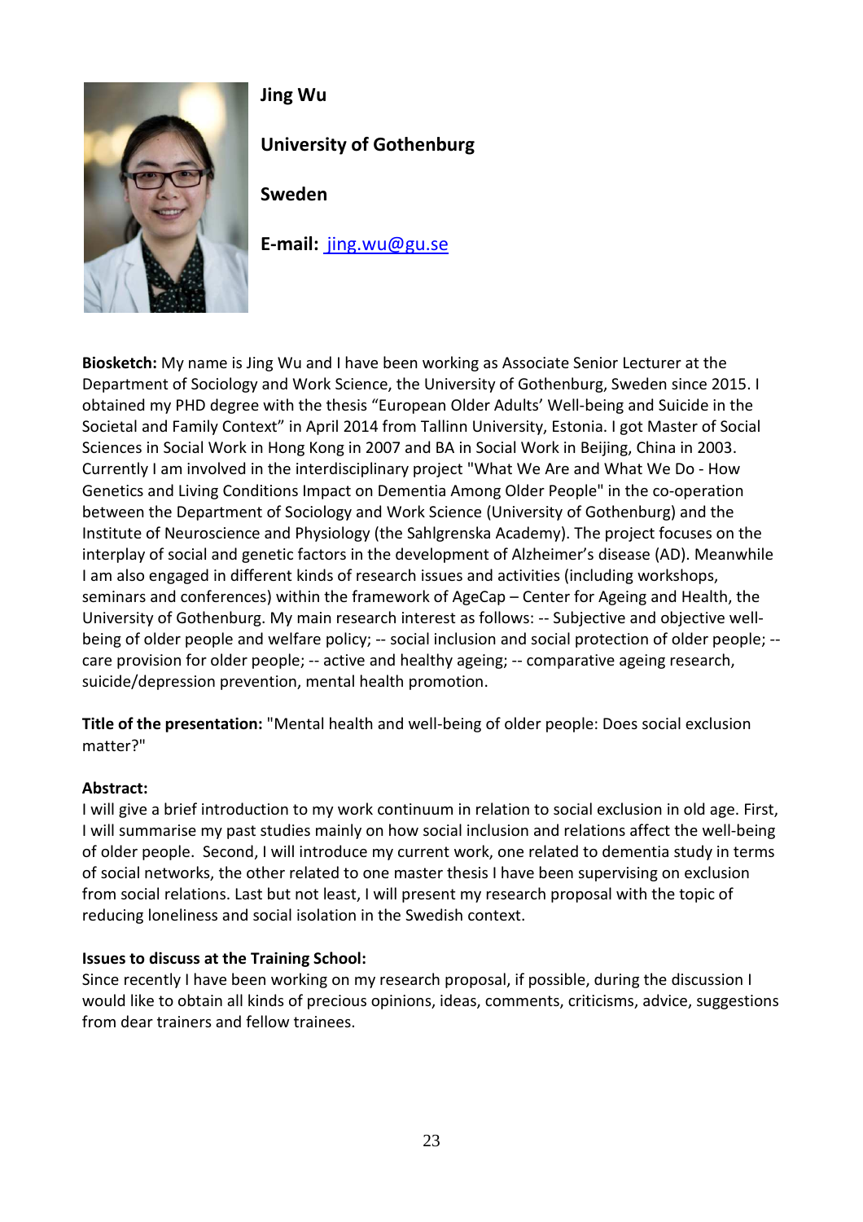**Jing Wu**

**University of Gothenburg**

**Sweden**

**E-mail:** jing.wu@gu.se

**Biosketch:** My name is Jing Wu and I have been working as Associate Senior Lecturer at the Department of Sociology and Work Science, the University of Gothenburg, Sweden since 2015. I obtained my PHD degree with the thesis "European Older Adults' Well-being and Suicide in the Societal and Family Context" in April 2014 from Tallinn University, Estonia. I got Master of Social Sciences in Social Work in Hong Kong in 2007 and BA in Social Work in Beijing, China in 2003. Currently I am involved in the interdisciplinary project "What We Are and What We Do - How Genetics and Living Conditions Impact on Dementia Among Older People" in the co-operation between the Department of Sociology and Work Science (University of Gothenburg) and the Institute of Neuroscience and Physiology (the Sahlgrenska Academy). The project focuses on the interplay of social and genetic factors in the development of Alzheimer's disease (AD). Meanwhile I am also engaged in different kinds of research issues and activities (including workshops, seminars and conferences) within the framework of AgeCap – Center for Ageing and Health, the University of Gothenburg. My main research interest as follows: -- Subjective and objective well-being of older people and welfare policy; -- social inclusion and social protection of older people; -- care provision for older people; -- active and healthy ageing; -- comparative ageing research, suicide/depression prevention, mental health promotion.

**Title of the presentation:** "Mental health and well-being of older people: Does social exclusion matter?"

**Abstract:**
I will give a brief introduction to my work continuum in relation to social exclusion in old age. First, I will summarise my past studies mainly on how social inclusion and relations affect the well-being of older people. Second, I will introduce my current work, one related to dementia study in terms of social networks, the other related to one master thesis I have been supervising on exclusion from social relations. Last but not least, I will present my research proposal with the topic of reducing loneliness and social isolation in the Swedish context.

**Issues to discuss at the Training School:**
Since recently I have been working on my research proposal, if possible, during the discussion I would like to obtain all kinds of precious opinions, ideas, comments, criticisms, advice, suggestions from dear trainers and fellow trainees.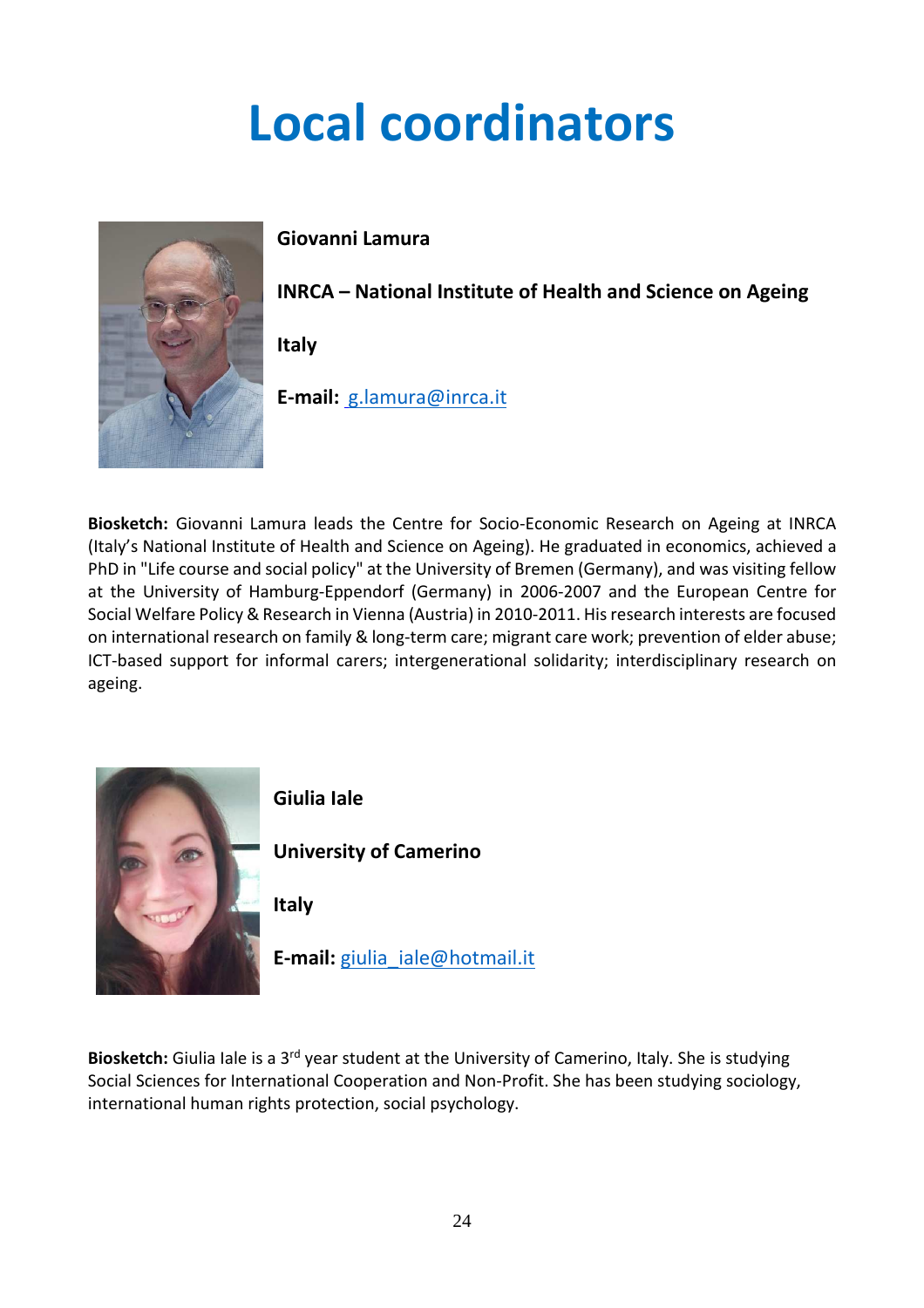# Local coordinators

**Giovanni Lamura**

**INRCA – National Institute of Health and Science on Ageing**

**Italy**

**E-mail:** g.lamura@inrca.it

**Biosketch:** Giovanni Lamura leads the Centre for Socio-Economic Research on Ageing at INRCA (Italy's National Institute of Health and Science on Ageing). He graduated in economics, achieved a PhD in "Life course and social policy" at the University of Bremen (Germany), and was visiting fellow at the University of Hamburg-Eppendorf (Germany) in 2006-2007 and the European Centre for Social Welfare Policy & Research in Vienna (Austria) in 2010-2011. His research interests are focused on international research on family & long-term care; migrant care work; prevention of elder abuse; ICT-based support for informal carers; intergenerational solidarity; interdisciplinary research on ageing.

**Giulia Iale**

**University of Camerino**

**Italy**

**E-mail:** giulia_iale@hotmail.it

**Biosketch:** Giulia Iale is a 3rd year student at the University of Camerino, Italy. She is studying Social Sciences for International Cooperation and Non-Profit. She has been studying sociology, international human rights protection, social psychology.